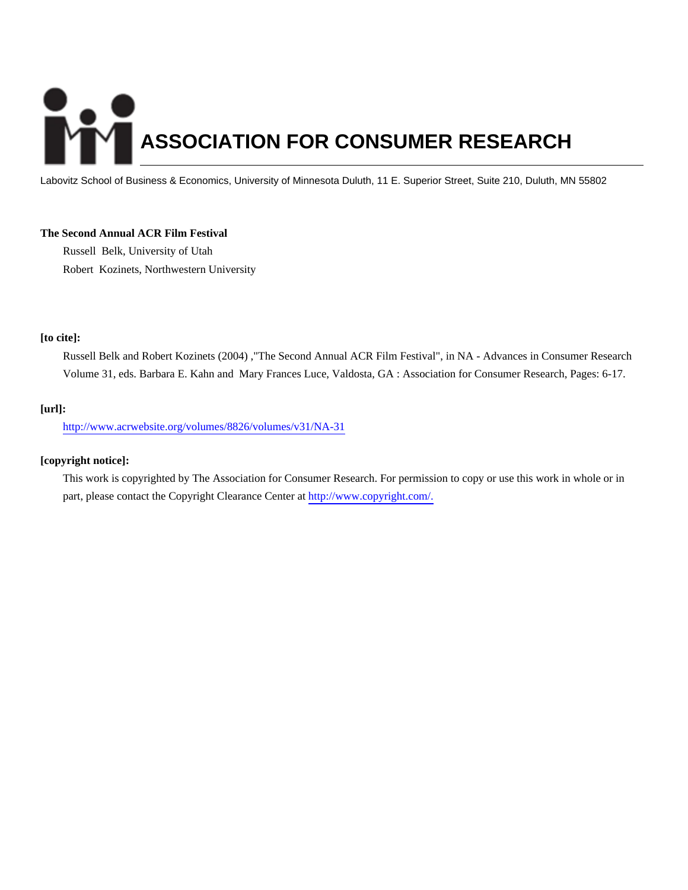# ASSOCIATION FOR CONSUMER RESEARCH

Labovitz School of Business & Economics, University of Minnesota Duluth, 11 E. Superior Street, Suite 210, Duluth, MN 55802

**The Second Annual ACR Film Festival**

Russell Belk, University of Utah

Robert Kozinets, Northwestern University

**[to cite]:**

Russell Belk and Robert Kozinets (2004) ,"The Second Annual ACR Film Festival", in NA - Advances in Consumer Research Volume 31, eds. Barbara E. Kahn and Mary Frances Luce, Valdosta, GA : Association for Consumer Research, Pages: 6-17.

**[url]:**

http://www.acrwebsite.org/volumes/8826/volumes/v31/NA-31

**[copyright notice]:**

This work is copyrighted by The Association for Consumer Research. For permission to copy or use this work in whole or in part, please contact the Copyright Clearance Center at http://www.copyright.com/.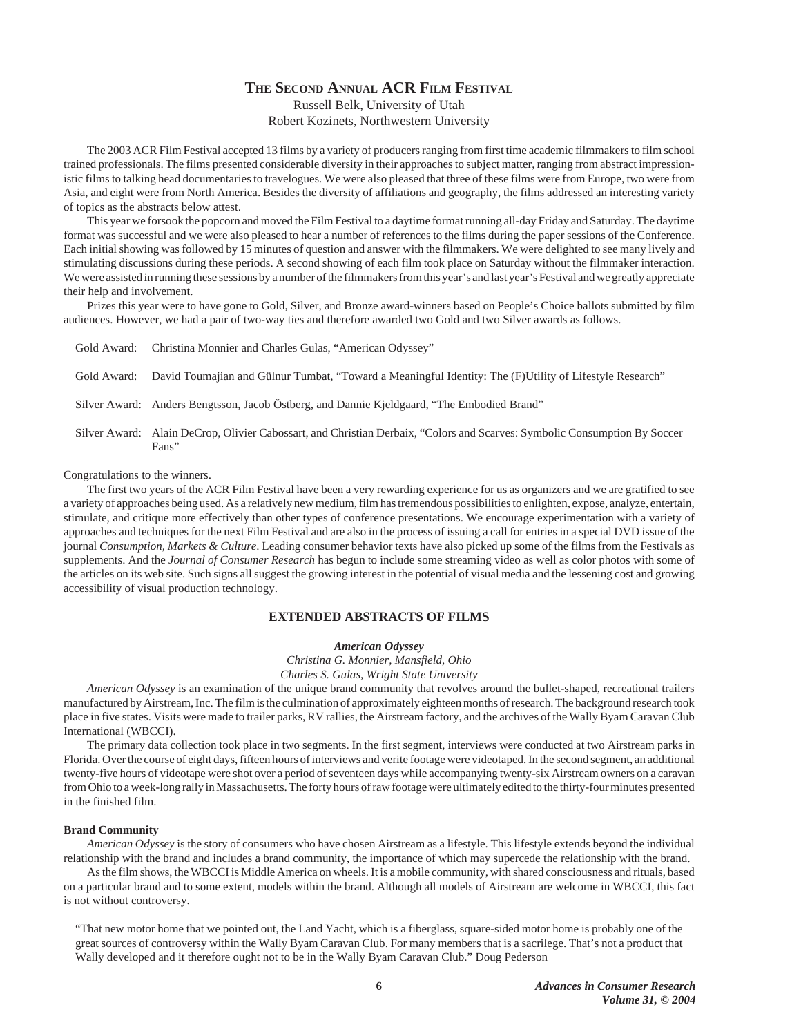## The Second Annual ACR Film Festival

Russell Belk, University of Utah
Robert Kozinets, Northwestern University

The 2003 ACR Film Festival accepted 13 films by a variety of producers ranging from first time academic filmmakers to film school trained professionals. The films presented considerable diversity in their approaches to subject matter, ranging from abstract impressionistic films to talking head documentaries to travelogues. We were also pleased that three of these films were from Europe, two were from Asia, and eight were from North America. Besides the diversity of affiliations and geography, the films addressed an interesting variety of topics as the abstracts below attest.

This year we forsook the popcorn and moved the Film Festival to a daytime format running all-day Friday and Saturday. The daytime format was successful and we were also pleased to hear a number of references to the films during the paper sessions of the Conference. Each initial showing was followed by 15 minutes of question and answer with the filmmakers. We were delighted to see many lively and stimulating discussions during these periods. A second showing of each film took place on Saturday without the filmmaker interaction. We were assisted in running these sessions by a number of the filmmakers from this year's and last year's Festival and we greatly appreciate their help and involvement.

Prizes this year were to have gone to Gold, Silver, and Bronze award-winners based on People's Choice ballots submitted by film audiences. However, we had a pair of two-way ties and therefore awarded two Gold and two Silver awards as follows.

Gold Award: Christina Monnier and Charles Gulas, "American Odyssey"

Gold Award: David Toumajian and Gülnur Tumbat, "Toward a Meaningful Identity: The (F)Utility of Lifestyle Research"

Silver Award: Anders Bengtsson, Jacob Östberg, and Dannie Kjeldgaard, "The Embodied Brand"

Silver Award: Alain DeCrop, Olivier Cabossart, and Christian Derbaix, "Colors and Scarves: Symbolic Consumption By Soccer Fans"

Congratulations to the winners.

The first two years of the ACR Film Festival have been a very rewarding experience for us as organizers and we are gratified to see a variety of approaches being used. As a relatively new medium, film has tremendous possibilities to enlighten, expose, analyze, entertain, stimulate, and critique more effectively than other types of conference presentations. We encourage experimentation with a variety of approaches and techniques for the next Film Festival and are also in the process of issuing a call for entries in a special DVD issue of the journal *Consumption, Markets & Culture*. Leading consumer behavior texts have also picked up some of the films from the Festivals as supplements. And the *Journal of Consumer Research* has begun to include some streaming video as well as color photos with some of the articles on its web site. Such signs all suggest the growing interest in the potential of visual media and the lessening cost and growing accessibility of visual production technology.

## EXTENDED ABSTRACTS OF FILMS

### *American Odyssey*

*Christina G. Monnier, Mansfield, Ohio*
*Charles S. Gulas, Wright State University*

*American Odyssey* is an examination of the unique brand community that revolves around the bullet-shaped, recreational trailers manufactured by Airstream, Inc. The film is the culmination of approximately eighteen months of research. The background research took place in five states. Visits were made to trailer parks, RV rallies, the Airstream factory, and the archives of the Wally Byam Caravan Club International (WBCCI).

The primary data collection took place in two segments. In the first segment, interviews were conducted at two Airstream parks in Florida. Over the course of eight days, fifteen hours of interviews and verite footage were videotaped. In the second segment, an additional twenty-five hours of videotape were shot over a period of seventeen days while accompanying twenty-six Airstream owners on a caravan from Ohio to a week-long rally in Massachusetts. The forty hours of raw footage were ultimately edited to the thirty-four minutes presented in the finished film.

#### Brand Community

*American Odyssey* is the story of consumers who have chosen Airstream as a lifestyle. This lifestyle extends beyond the individual relationship with the brand and includes a brand community, the importance of which may supercede the relationship with the brand.

As the film shows, the WBCCI is Middle America on wheels. It is a mobile community, with shared consciousness and rituals, based on a particular brand and to some extent, models within the brand. Although all models of Airstream are welcome in WBCCI, this fact is not without controversy.

> "That new motor home that we pointed out, the Land Yacht, which is a fiberglass, square-sided motor home is probably one of the great sources of controversy within the Wally Byam Caravan Club. For many members that is a sacrilege. That's not a product that Wally developed and it therefore ought not to be in the Wally Byam Caravan Club." Doug Pederson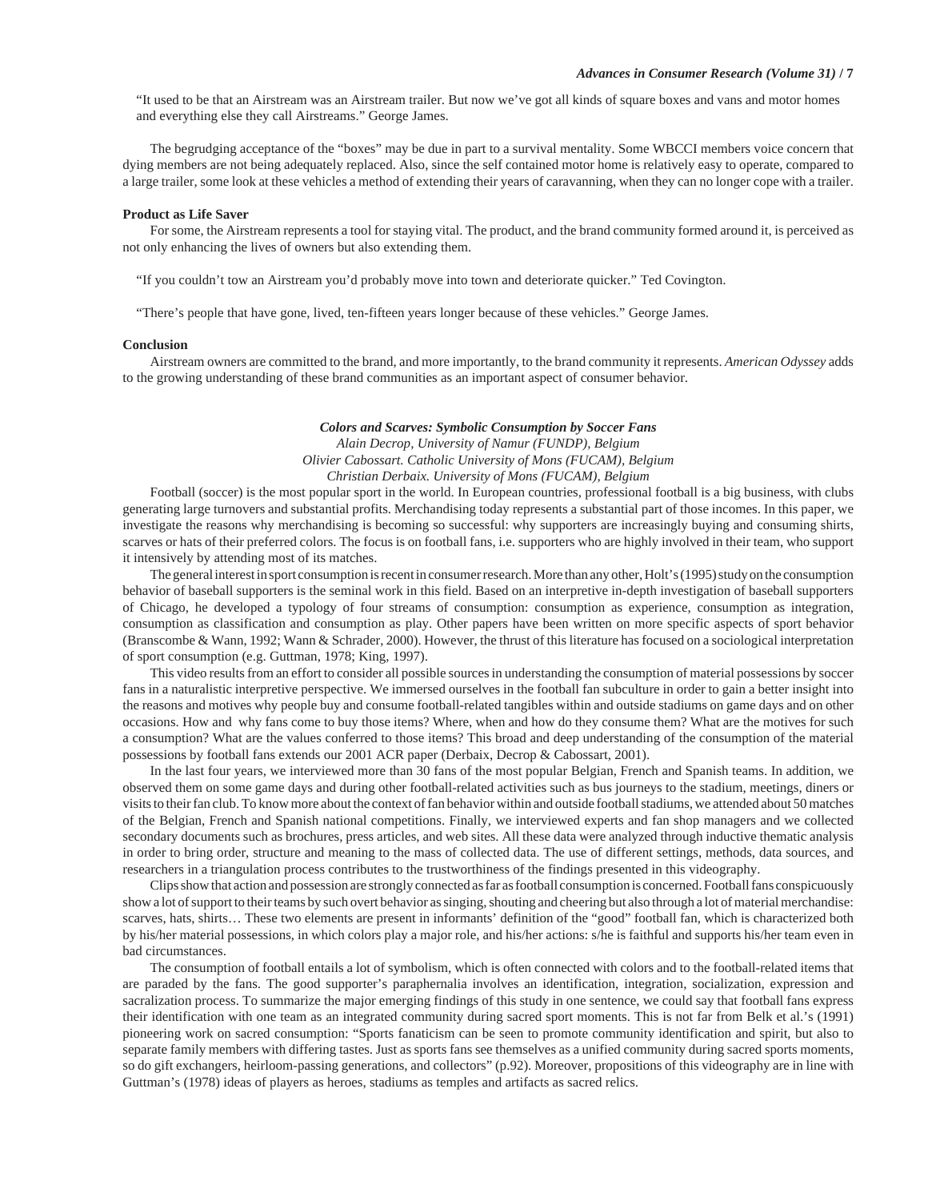"It used to be that an Airstream was an Airstream trailer. But now we've got all kinds of square boxes and vans and motor homes and everything else they call Airstreams." George James.

The begrudging acceptance of the "boxes" may be due in part to a survival mentality. Some WBCCI members voice concern that dying members are not being adequately replaced. Also, since the self contained motor home is relatively easy to operate, compared to a large trailer, some look at these vehicles a method of extending their years of caravanning, when they can no longer cope with a trailer.

**Product as Life Saver**

For some, the Airstream represents a tool for staying vital. The product, and the brand community formed around it, is perceived as not only enhancing the lives of owners but also extending them.

"If you couldn't tow an Airstream you'd probably move into town and deteriorate quicker." Ted Covington.

"There's people that have gone, lived, ten-fifteen years longer because of these vehicles." George James.

**Conclusion**

Airstream owners are committed to the brand, and more importantly, to the brand community it represents. *American Odyssey* adds to the growing understanding of these brand communities as an important aspect of consumer behavior.

## *Colors and Scarves: Symbolic Consumption by Soccer Fans*

*Alain Decrop, University of Namur (FUNDP), Belgium*
*Olivier Cabossart. Catholic University of Mons (FUCAM), Belgium*
*Christian Derbaix. University of Mons (FUCAM), Belgium*

Football (soccer) is the most popular sport in the world. In European countries, professional football is a big business, with clubs generating large turnovers and substantial profits. Merchandising today represents a substantial part of those incomes. In this paper, we investigate the reasons why merchandising is becoming so successful: why supporters are increasingly buying and consuming shirts, scarves or hats of their preferred colors. The focus is on football fans, i.e. supporters who are highly involved in their team, who support it intensively by attending most of its matches.

The general interest in sport consumption is recent in consumer research. More than any other, Holt's (1995) study on the consumption behavior of baseball supporters is the seminal work in this field. Based on an interpretive in-depth investigation of baseball supporters of Chicago, he developed a typology of four streams of consumption: consumption as experience, consumption as integration, consumption as classification and consumption as play. Other papers have been written on more specific aspects of sport behavior (Branscombe & Wann, 1992; Wann & Schrader, 2000). However, the thrust of this literature has focused on a sociological interpretation of sport consumption (e.g. Guttman, 1978; King, 1997).

This video results from an effort to consider all possible sources in understanding the consumption of material possessions by soccer fans in a naturalistic interpretive perspective. We immersed ourselves in the football fan subculture in order to gain a better insight into the reasons and motives why people buy and consume football-related tangibles within and outside stadiums on game days and on other occasions. How and why fans come to buy those items? Where, when and how do they consume them? What are the motives for such a consumption? What are the values conferred to those items? This broad and deep understanding of the consumption of the material possessions by football fans extends our 2001 ACR paper (Derbaix, Decrop & Cabossart, 2001).

In the last four years, we interviewed more than 30 fans of the most popular Belgian, French and Spanish teams. In addition, we observed them on some game days and during other football-related activities such as bus journeys to the stadium, meetings, diners or visits to their fan club. To know more about the context of fan behavior within and outside football stadiums, we attended about 50 matches of the Belgian, French and Spanish national competitions. Finally, we interviewed experts and fan shop managers and we collected secondary documents such as brochures, press articles, and web sites. All these data were analyzed through inductive thematic analysis in order to bring order, structure and meaning to the mass of collected data. The use of different settings, methods, data sources, and researchers in a triangulation process contributes to the trustworthiness of the findings presented in this videography.

Clips show that action and possession are strongly connected as far as football consumption is concerned. Football fans conspicuously show a lot of support to their teams by such overt behavior as singing, shouting and cheering but also through a lot of material merchandise: scarves, hats, shirts… These two elements are present in informants' definition of the "good" football fan, which is characterized both by his/her material possessions, in which colors play a major role, and his/her actions: s/he is faithful and supports his/her team even in bad circumstances.

The consumption of football entails a lot of symbolism, which is often connected with colors and to the football-related items that are paraded by the fans. The good supporter's paraphernalia involves an identification, integration, socialization, expression and sacralization process. To summarize the major emerging findings of this study in one sentence, we could say that football fans express their identification with one team as an integrated community during sacred sport moments. This is not far from Belk et al.'s (1991) pioneering work on sacred consumption: "Sports fanaticism can be seen to promote community identification and spirit, but also to separate family members with differing tastes. Just as sports fans see themselves as a unified community during sacred sports moments, so do gift exchangers, heirloom-passing generations, and collectors" (p.92). Moreover, propositions of this videography are in line with Guttman's (1978) ideas of players as heroes, stadiums as temples and artifacts as sacred relics.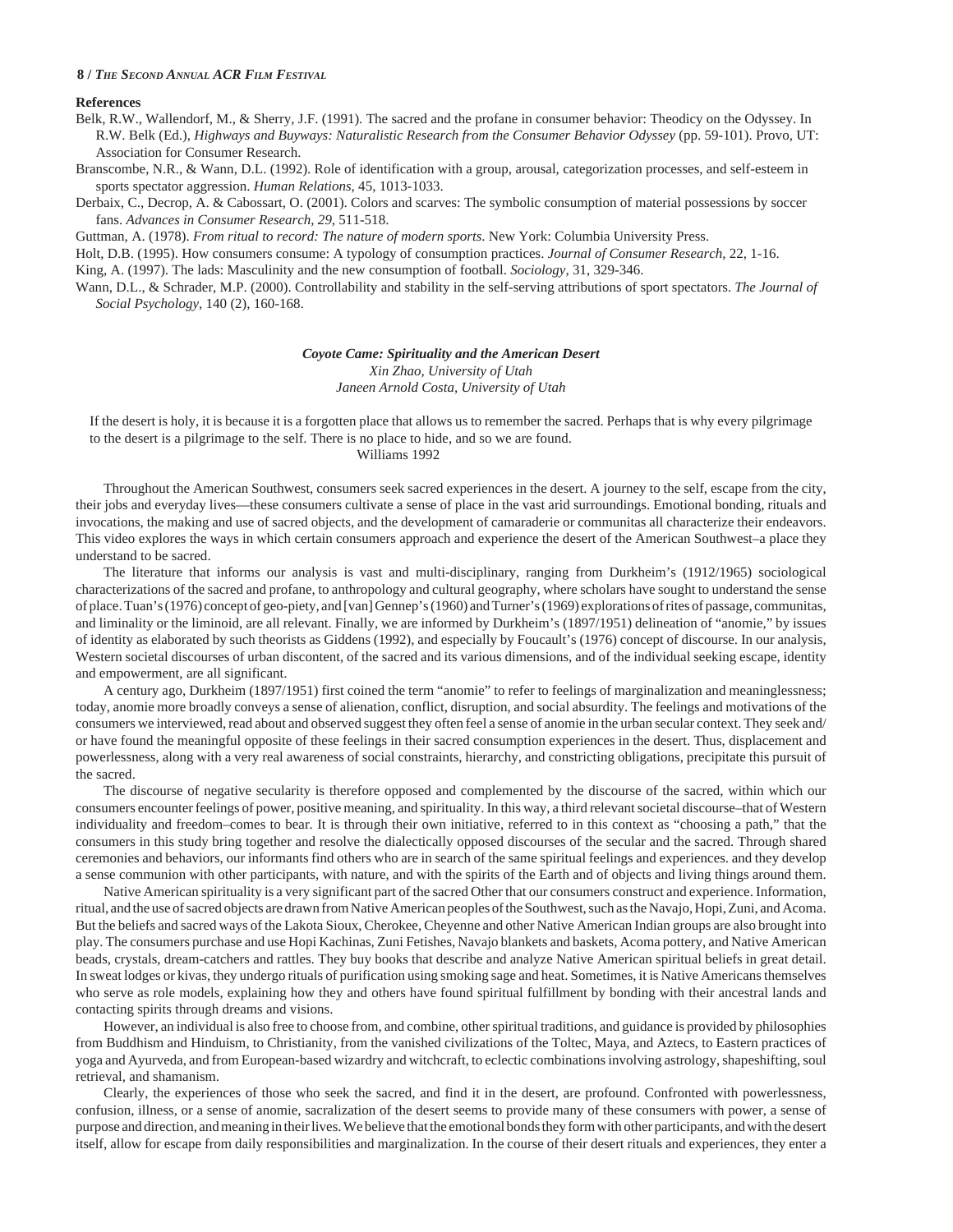### References

Belk, R.W., Wallendorf, M., & Sherry, J.F. (1991). The sacred and the profane in consumer behavior: Theodicy on the Odyssey. In R.W. Belk (Ed.), *Highways and Buyways: Naturalistic Research from the Consumer Behavior Odyssey* (pp. 59-101). Provo, UT: Association for Consumer Research.

Branscombe, N.R., & Wann, D.L. (1992). Role of identification with a group, arousal, categorization processes, and self-esteem in sports spectator aggression. *Human Relations*, 45, 1013-1033.

Derbaix, C., Decrop, A. & Cabossart, O. (2001). Colors and scarves: The symbolic consumption of material possessions by soccer fans. *Advances in Consumer Research, 29*, 511-518.

Guttman, A. (1978). *From ritual to record: The nature of modern sports.* New York: Columbia University Press.

Holt, D.B. (1995). How consumers consume: A typology of consumption practices. *Journal of Consumer Research*, 22, 1-16.

King, A. (1997). The lads: Masculinity and the new consumption of football. *Sociology*, 31, 329-346.

Wann, D.L., & Schrader, M.P. (2000). Controllability and stability in the self-serving attributions of sport spectators. *The Journal of Social Psychology*, 140 (2), 160-168.

## *Coyote Came: Spirituality and the American Desert*

*Xin Zhao, University of Utah*
*Janeen Arnold Costa, University of Utah*

> If the desert is holy, it is because it is a forgotten place that allows us to remember the sacred. Perhaps that is why every pilgrimage to the desert is a pilgrimage to the self. There is no place to hide, and so we are found.
>
> Williams 1992

Throughout the American Southwest, consumers seek sacred experiences in the desert. A journey to the self, escape from the city, their jobs and everyday lives—these consumers cultivate a sense of place in the vast arid surroundings. Emotional bonding, rituals and invocations, the making and use of sacred objects, and the development of camaraderie or communitas all characterize their endeavors. This video explores the ways in which certain consumers approach and experience the desert of the American Southwest–a place they understand to be sacred.

The literature that informs our analysis is vast and multi-disciplinary, ranging from Durkheim's (1912/1965) sociological characterizations of the sacred and profane, to anthropology and cultural geography, where scholars have sought to understand the sense of place. Tuan's (1976) concept of geo-piety, and [van] Gennep's (1960) and Turner's (1969) explorations of rites of passage, communitas, and liminality or the liminoid, are all relevant. Finally, we are informed by Durkheim's (1897/1951) delineation of "anomie," by issues of identity as elaborated by such theorists as Giddens (1992), and especially by Foucault's (1976) concept of discourse. In our analysis, Western societal discourses of urban discontent, of the sacred and its various dimensions, and of the individual seeking escape, identity and empowerment, are all significant.

A century ago, Durkheim (1897/1951) first coined the term "anomie" to refer to feelings of marginalization and meaninglessness; today, anomie more broadly conveys a sense of alienation, conflict, disruption, and social absurdity. The feelings and motivations of the consumers we interviewed, read about and observed suggest they often feel a sense of anomie in the urban secular context. They seek and/or have found the meaningful opposite of these feelings in their sacred consumption experiences in the desert. Thus, displacement and powerlessness, along with a very real awareness of social constraints, hierarchy, and constricting obligations, precipitate this pursuit of the sacred.

The discourse of negative secularity is therefore opposed and complemented by the discourse of the sacred, within which our consumers encounter feelings of power, positive meaning, and spirituality. In this way, a third relevant societal discourse–that of Western individuality and freedom–comes to bear. It is through their own initiative, referred to in this context as "choosing a path," that the consumers in this study bring together and resolve the dialectically opposed discourses of the secular and the sacred. Through shared ceremonies and behaviors, our informants find others who are in search of the same spiritual feelings and experiences. and they develop a sense communion with other participants, with nature, and with the spirits of the Earth and of objects and living things around them.

Native American spirituality is a very significant part of the sacred Other that our consumers construct and experience. Information, ritual, and the use of sacred objects are drawn from Native American peoples of the Southwest, such as the Navajo, Hopi, Zuni, and Acoma. But the beliefs and sacred ways of the Lakota Sioux, Cherokee, Cheyenne and other Native American Indian groups are also brought into play. The consumers purchase and use Hopi Kachinas, Zuni Fetishes, Navajo blankets and baskets, Acoma pottery, and Native American beads, crystals, dream-catchers and rattles. They buy books that describe and analyze Native American spiritual beliefs in great detail. In sweat lodges or kivas, they undergo rituals of purification using smoking sage and heat. Sometimes, it is Native Americans themselves who serve as role models, explaining how they and others have found spiritual fulfillment by bonding with their ancestral lands and contacting spirits through dreams and visions.

However, an individual is also free to choose from, and combine, other spiritual traditions, and guidance is provided by philosophies from Buddhism and Hinduism, to Christianity, from the vanished civilizations of the Toltec, Maya, and Aztecs, to Eastern practices of yoga and Ayurveda, and from European-based wizardry and witchcraft, to eclectic combinations involving astrology, shapeshifting, soul retrieval, and shamanism.

Clearly, the experiences of those who seek the sacred, and find it in the desert, are profound. Confronted with powerlessness, confusion, illness, or a sense of anomie, sacralization of the desert seems to provide many of these consumers with power, a sense of purpose and direction, and meaning in their lives. We believe that the emotional bonds they form with other participants, and with the desert itself, allow for escape from daily responsibilities and marginalization. In the course of their desert rituals and experiences, they enter a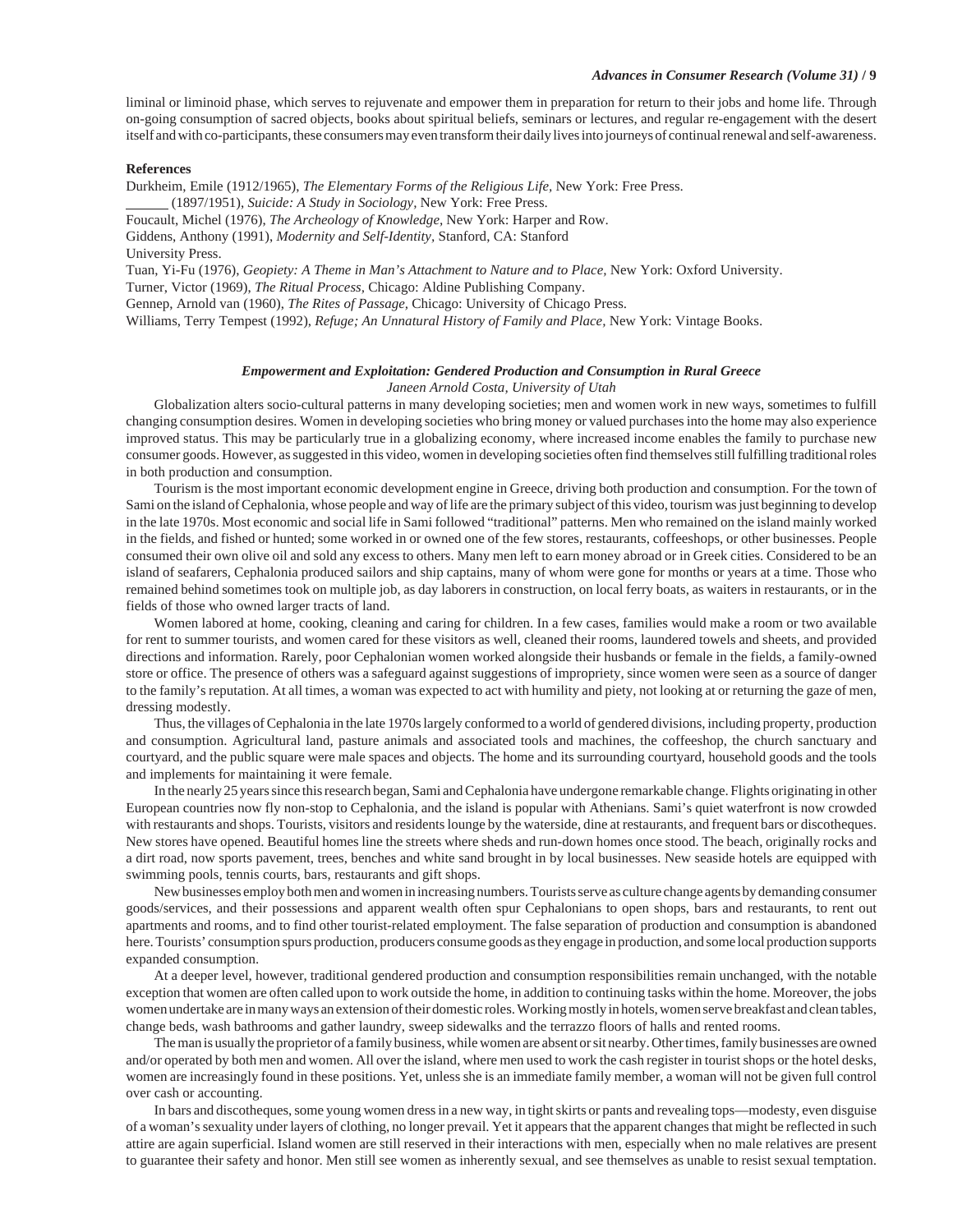liminal or liminoid phase, which serves to rejuvenate and empower them in preparation for return to their jobs and home life. Through on-going consumption of sacred objects, books about spiritual beliefs, seminars or lectures, and regular re-engagement with the desert itself and with co-participants, these consumers may even transform their daily lives into journeys of continual renewal and self-awareness.

### References

Durkheim, Emile (1912/1965), *The Elementary Forms of the Religious Life*, New York: Free Press.

______ (1897/1951), *Suicide: A Study in Sociology*, New York: Free Press.

Foucault, Michel (1976), *The Archeology of Knowledge*, New York: Harper and Row.

Giddens, Anthony (1991), *Modernity and Self-Identity*, Stanford, CA: Stanford University Press.

Tuan, Yi-Fu (1976), *Geopiety: A Theme in Man's Attachment to Nature and to Place*, New York: Oxford University.

Turner, Victor (1969), *The Ritual Process*, Chicago: Aldine Publishing Company.

Gennep, Arnold van (1960), *The Rites of Passage*, Chicago: University of Chicago Press.

Williams, Terry Tempest (1992), *Refuge; An Unnatural History of Family and Place*, New York: Vintage Books.

## *Empowerment and Exploitation: Gendered Production and Consumption in Rural Greece*

*Janeen Arnold Costa, University of Utah*

Globalization alters socio-cultural patterns in many developing societies; men and women work in new ways, sometimes to fulfill changing consumption desires. Women in developing societies who bring money or valued purchases into the home may also experience improved status. This may be particularly true in a globalizing economy, where increased income enables the family to purchase new consumer goods. However, as suggested in this video, women in developing societies often find themselves still fulfilling traditional roles in both production and consumption.

Tourism is the most important economic development engine in Greece, driving both production and consumption. For the town of Sami on the island of Cephalonia, whose people and way of life are the primary subject of this video, tourism was just beginning to develop in the late 1970s. Most economic and social life in Sami followed "traditional" patterns. Men who remained on the island mainly worked in the fields, and fished or hunted; some worked in or owned one of the few stores, restaurants, coffeeshops, or other businesses. People consumed their own olive oil and sold any excess to others. Many men left to earn money abroad or in Greek cities. Considered to be an island of seafarers, Cephalonia produced sailors and ship captains, many of whom were gone for months or years at a time. Those who remained behind sometimes took on multiple job, as day laborers in construction, on local ferry boats, as waiters in restaurants, or in the fields of those who owned larger tracts of land.

Women labored at home, cooking, cleaning and caring for children. In a few cases, families would make a room or two available for rent to summer tourists, and women cared for these visitors as well, cleaned their rooms, laundered towels and sheets, and provided directions and information. Rarely, poor Cephalonian women worked alongside their husbands or female in the fields, a family-owned store or office. The presence of others was a safeguard against suggestions of impropriety, since women were seen as a source of danger to the family's reputation. At all times, a woman was expected to act with humility and piety, not looking at or returning the gaze of men, dressing modestly.

Thus, the villages of Cephalonia in the late 1970s largely conformed to a world of gendered divisions, including property, production and consumption. Agricultural land, pasture animals and associated tools and machines, the coffeeshop, the church sanctuary and courtyard, and the public square were male spaces and objects. The home and its surrounding courtyard, household goods and the tools and implements for maintaining it were female.

In the nearly 25 years since this research began, Sami and Cephalonia have undergone remarkable change. Flights originating in other European countries now fly non-stop to Cephalonia, and the island is popular with Athenians. Sami's quiet waterfront is now crowded with restaurants and shops. Tourists, visitors and residents lounge by the waterside, dine at restaurants, and frequent bars or discotheques. New stores have opened. Beautiful homes line the streets where sheds and run-down homes once stood. The beach, originally rocks and a dirt road, now sports pavement, trees, benches and white sand brought in by local businesses. New seaside hotels are equipped with swimming pools, tennis courts, bars, restaurants and gift shops.

New businesses employ both men and women in increasing numbers. Tourists serve as culture change agents by demanding consumer goods/services, and their possessions and apparent wealth often spur Cephalonians to open shops, bars and restaurants, to rent out apartments and rooms, and to find other tourist-related employment. The false separation of production and consumption is abandoned here. Tourists' consumption spurs production, producers consume goods as they engage in production, and some local production supports expanded consumption.

At a deeper level, however, traditional gendered production and consumption responsibilities remain unchanged, with the notable exception that women are often called upon to work outside the home, in addition to continuing tasks within the home. Moreover, the jobs women undertake are in many ways an extension of their domestic roles. Working mostly in hotels, women serve breakfast and clean tables, change beds, wash bathrooms and gather laundry, sweep sidewalks and the terrazzo floors of halls and rented rooms.

The man is usually the proprietor of a family business, while women are absent or sit nearby. Other times, family businesses are owned and/or operated by both men and women. All over the island, where men used to work the cash register in tourist shops or the hotel desks, women are increasingly found in these positions. Yet, unless she is an immediate family member, a woman will not be given full control over cash or accounting.

In bars and discotheques, some young women dress in a new way, in tight skirts or pants and revealing tops—modesty, even disguise of a woman's sexuality under layers of clothing, no longer prevail. Yet it appears that the apparent changes that might be reflected in such attire are again superficial. Island women are still reserved in their interactions with men, especially when no male relatives are present to guarantee their safety and honor. Men still see women as inherently sexual, and see themselves as unable to resist sexual temptation.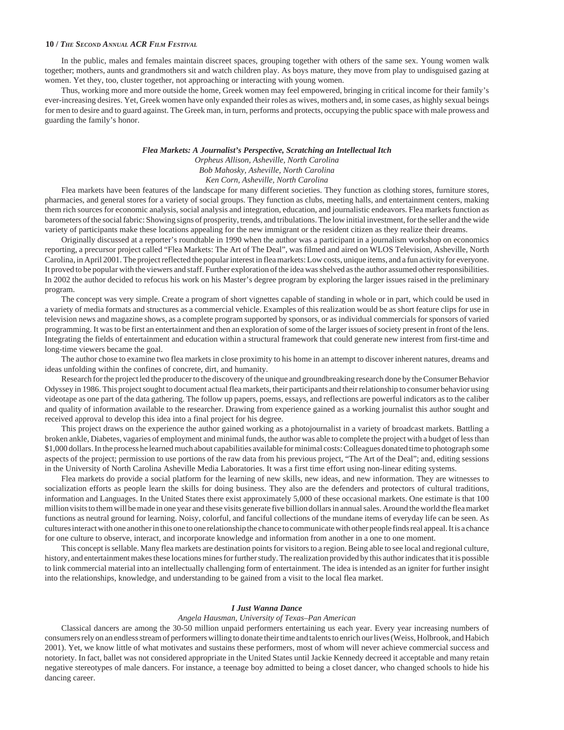In the public, males and females maintain discreet spaces, grouping together with others of the same sex. Young women walk together; mothers, aunts and grandmothers sit and watch children play. As boys mature, they move from play to undisguised gazing at women. Yet they, too, cluster together, not approaching or interacting with young women.

Thus, working more and more outside the home, Greek women may feel empowered, bringing in critical income for their family's ever-increasing desires. Yet, Greek women have only expanded their roles as wives, mothers and, in some cases, as highly sexual beings for men to desire and to guard against. The Greek man, in turn, performs and protects, occupying the public space with male prowess and guarding the family's honor.

### *Flea Markets: A Journalist's Perspective, Scratching an Intellectual Itch*

*Orpheus Allison, Asheville, North Carolina*
*Bob Mahosky, Asheville, North Carolina*
*Ken Corn, Asheville, North Carolina*

Flea markets have been features of the landscape for many different societies. They function as clothing stores, furniture stores, pharmacies, and general stores for a variety of social groups. They function as clubs, meeting halls, and entertainment centers, making them rich sources for economic analysis, social analysis and integration, education, and journalistic endeavors. Flea markets function as barometers of the social fabric: Showing signs of prosperity, trends, and tribulations. The low initial investment, for the seller and the wide variety of participants make these locations appealing for the new immigrant or the resident citizen as they realize their dreams.

Originally discussed at a reporter's roundtable in 1990 when the author was a participant in a journalism workshop on economics reporting, a precursor project called "Flea Markets: The Art of The Deal", was filmed and aired on WLOS Television, Asheville, North Carolina, in April 2001. The project reflected the popular interest in flea markets: Low costs, unique items, and a fun activity for everyone. It proved to be popular with the viewers and staff. Further exploration of the idea was shelved as the author assumed other responsibilities. In 2002 the author decided to refocus his work on his Master's degree program by exploring the larger issues raised in the preliminary program.

The concept was very simple. Create a program of short vignettes capable of standing in whole or in part, which could be used in a variety of media formats and structures as a commercial vehicle. Examples of this realization would be as short feature clips for use in television news and magazine shows, as a complete program supported by sponsors, or as individual commercials for sponsors of varied programming. It was to be first an entertainment and then an exploration of some of the larger issues of society present in front of the lens. Integrating the fields of entertainment and education within a structural framework that could generate new interest from first-time and long-time viewers became the goal.

The author chose to examine two flea markets in close proximity to his home in an attempt to discover inherent natures, dreams and ideas unfolding within the confines of concrete, dirt, and humanity.

Research for the project led the producer to the discovery of the unique and groundbreaking research done by the Consumer Behavior Odyssey in 1986. This project sought to document actual flea markets, their participants and their relationship to consumer behavior using videotape as one part of the data gathering. The follow up papers, poems, essays, and reflections are powerful indicators as to the caliber and quality of information available to the researcher. Drawing from experience gained as a working journalist this author sought and received approval to develop this idea into a final project for his degree.

This project draws on the experience the author gained working as a photojournalist in a variety of broadcast markets. Battling a broken ankle, Diabetes, vagaries of employment and minimal funds, the author was able to complete the project with a budget of less than $1,000 dollars. In the process he learned much about capabilities available for minimal costs: Colleagues donated time to photograph some aspects of the project; permission to use portions of the raw data from his previous project, "The Art of the Deal"; and, editing sessions in the University of North Carolina Asheville Media Laboratories. It was a first time effort using non-linear editing systems.

Flea markets do provide a social platform for the learning of new skills, new ideas, and new information. They are witnesses to socialization efforts as people learn the skills for doing business. They also are the defenders and protectors of cultural traditions, information and Languages. In the United States there exist approximately 5,000 of these occasional markets. One estimate is that 100 million visits to them will be made in one year and these visits generate five billion dollars in annual sales. Around the world the flea market functions as neutral ground for learning. Noisy, colorful, and fanciful collections of the mundane items of everyday life can be seen. As cultures interact with one another in this one to one relationship the chance to communicate with other people finds real appeal. It is a chance for one culture to observe, interact, and incorporate knowledge and information from another in a one to one moment.

This concept is sellable. Many flea markets are destination points for visitors to a region. Being able to see local and regional culture, history, and entertainment makes these locations mines for further study. The realization provided by this author indicates that it is possible to link commercial material into an intellectually challenging form of entertainment. The idea is intended as an igniter for further insight into the relationships, knowledge, and understanding to be gained from a visit to the local flea market.

### *I Just Wanna Dance*

*Angela Hausman, University of Texas–Pan American*

Classical dancers are among the 30-50 million unpaid performers entertaining us each year. Every year increasing numbers of consumers rely on an endless stream of performers willing to donate their time and talents to enrich our lives (Weiss, Holbrook, and Habich 2001). Yet, we know little of what motivates and sustains these performers, most of whom will never achieve commercial success and notoriety. In fact, ballet was not considered appropriate in the United States until Jackie Kennedy decreed it acceptable and many retain negative stereotypes of male dancers. For instance, a teenage boy admitted to being a closet dancer, who changed schools to hide his dancing career.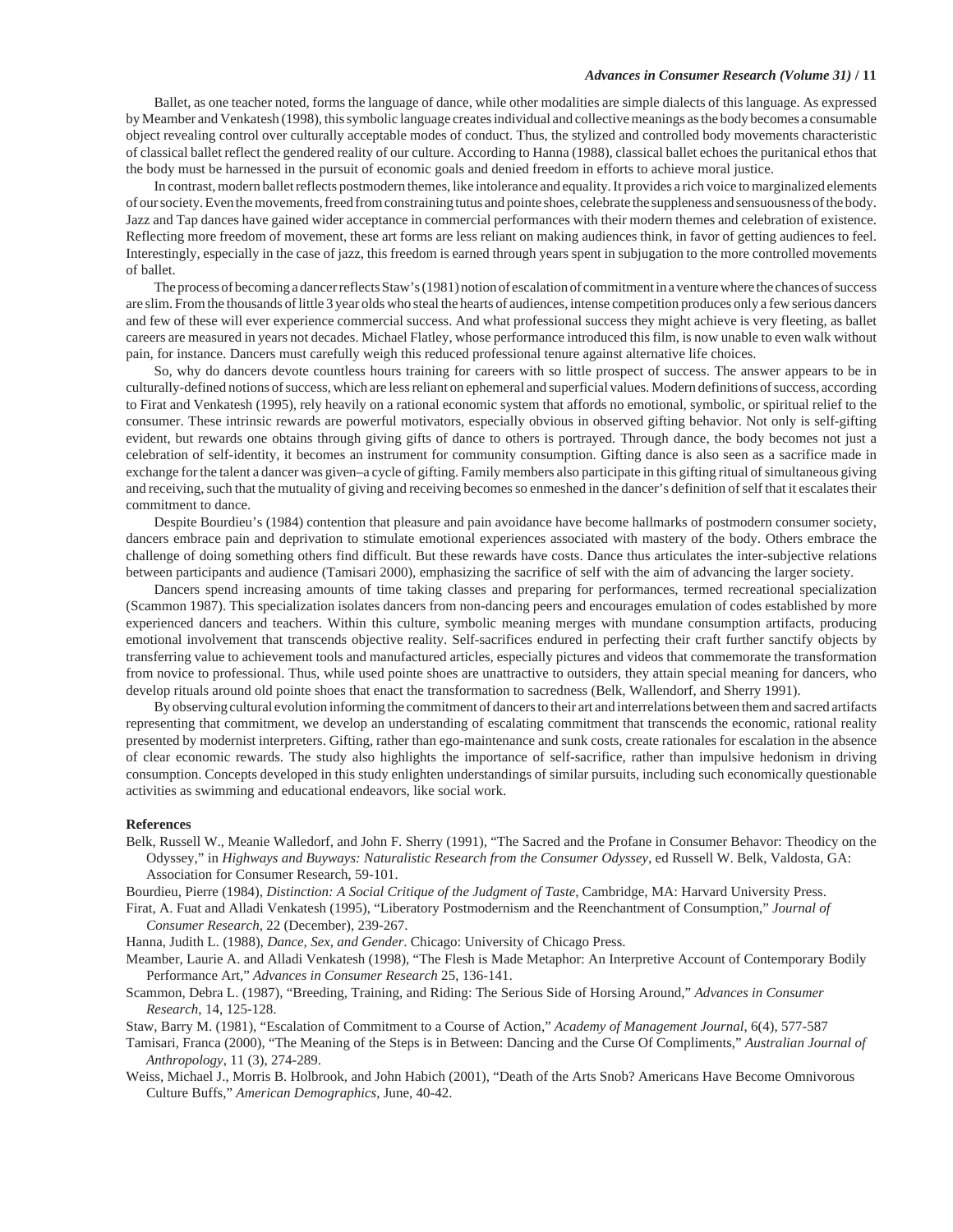Ballet, as one teacher noted, forms the language of dance, while other modalities are simple dialects of this language. As expressed by Meamber and Venkatesh (1998), this symbolic language creates individual and collective meanings as the body becomes a consumable object revealing control over culturally acceptable modes of conduct. Thus, the stylized and controlled body movements characteristic of classical ballet reflect the gendered reality of our culture. According to Hanna (1988), classical ballet echoes the puritanical ethos that the body must be harnessed in the pursuit of economic goals and denied freedom in efforts to achieve moral justice.

In contrast, modern ballet reflects postmodern themes, like intolerance and equality. It provides a rich voice to marginalized elements of our society. Even the movements, freed from constraining tutus and pointe shoes, celebrate the suppleness and sensuousness of the body. Jazz and Tap dances have gained wider acceptance in commercial performances with their modern themes and celebration of existence. Reflecting more freedom of movement, these art forms are less reliant on making audiences think, in favor of getting audiences to feel. Interestingly, especially in the case of jazz, this freedom is earned through years spent in subjugation to the more controlled movements of ballet.

The process of becoming a dancer reflects Staw's (1981) notion of escalation of commitment in a venture where the chances of success are slim. From the thousands of little 3 year olds who steal the hearts of audiences, intense competition produces only a few serious dancers and few of these will ever experience commercial success. And what professional success they might achieve is very fleeting, as ballet careers are measured in years not decades. Michael Flatley, whose performance introduced this film, is now unable to even walk without pain, for instance. Dancers must carefully weigh this reduced professional tenure against alternative life choices.

So, why do dancers devote countless hours training for careers with so little prospect of success. The answer appears to be in culturally-defined notions of success, which are less reliant on ephemeral and superficial values. Modern definitions of success, according to Firat and Venkatesh (1995), rely heavily on a rational economic system that affords no emotional, symbolic, or spiritual relief to the consumer. These intrinsic rewards are powerful motivators, especially obvious in observed gifting behavior. Not only is self-gifting evident, but rewards one obtains through giving gifts of dance to others is portrayed. Through dance, the body becomes not just a celebration of self-identity, it becomes an instrument for community consumption. Gifting dance is also seen as a sacrifice made in exchange for the talent a dancer was given–a cycle of gifting. Family members also participate in this gifting ritual of simultaneous giving and receiving, such that the mutuality of giving and receiving becomes so enmeshed in the dancer's definition of self that it escalates their commitment to dance.

Despite Bourdieu's (1984) contention that pleasure and pain avoidance have become hallmarks of postmodern consumer society, dancers embrace pain and deprivation to stimulate emotional experiences associated with mastery of the body. Others embrace the challenge of doing something others find difficult. But these rewards have costs. Dance thus articulates the inter-subjective relations between participants and audience (Tamisari 2000), emphasizing the sacrifice of self with the aim of advancing the larger society.

Dancers spend increasing amounts of time taking classes and preparing for performances, termed recreational specialization (Scammon 1987). This specialization isolates dancers from non-dancing peers and encourages emulation of codes established by more experienced dancers and teachers. Within this culture, symbolic meaning merges with mundane consumption artifacts, producing emotional involvement that transcends objective reality. Self-sacrifices endured in perfecting their craft further sanctify objects by transferring value to achievement tools and manufactured articles, especially pictures and videos that commemorate the transformation from novice to professional. Thus, while used pointe shoes are unattractive to outsiders, they attain special meaning for dancers, who develop rituals around old pointe shoes that enact the transformation to sacredness (Belk, Wallendorf, and Sherry 1991).

By observing cultural evolution informing the commitment of dancers to their art and interrelations between them and sacred artifacts representing that commitment, we develop an understanding of escalating commitment that transcends the economic, rational reality presented by modernist interpreters. Gifting, rather than ego-maintenance and sunk costs, create rationales for escalation in the absence of clear economic rewards. The study also highlights the importance of self-sacrifice, rather than impulsive hedonism in driving consumption. Concepts developed in this study enlighten understandings of similar pursuits, including such economically questionable activities as swimming and educational endeavors, like social work.

**References**

Belk, Russell W., Meanie Walledorf, and John F. Sherry (1991), "The Sacred and the Profane in Consumer Behavor: Theodicy on the Odyssey," in *Highways and Buyways: Naturalistic Research from the Consumer Odyssey*, ed Russell W. Belk, Valdosta, GA: Association for Consumer Research, 59-101.

Bourdieu, Pierre (1984), *Distinction: A Social Critique of the Judgment of Taste*, Cambridge, MA: Harvard University Press.

Firat, A. Fuat and Alladi Venkatesh (1995), "Liberatory Postmodernism and the Reenchantment of Consumption," *Journal of Consumer Research*, 22 (December), 239-267.

Hanna, Judith L. (1988), *Dance, Sex, and Gender*. Chicago: University of Chicago Press.

Meamber, Laurie A. and Alladi Venkatesh (1998), "The Flesh is Made Metaphor: An Interpretive Account of Contemporary Bodily Performance Art," *Advances in Consumer Research* 25, 136-141.

Scammon, Debra L. (1987), "Breeding, Training, and Riding: The Serious Side of Horsing Around," *Advances in Consumer Research*, 14, 125-128.

Staw, Barry M. (1981), "Escalation of Commitment to a Course of Action," *Academy of Management Journal*, 6(4), 577-587

Tamisari, Franca (2000), "The Meaning of the Steps is in Between: Dancing and the Curse Of Compliments," *Australian Journal of Anthropology*, 11 (3), 274-289.

Weiss, Michael J., Morris B. Holbrook, and John Habich (2001), "Death of the Arts Snob? Americans Have Become Omnivorous Culture Buffs," *American Demographics*, June, 40-42.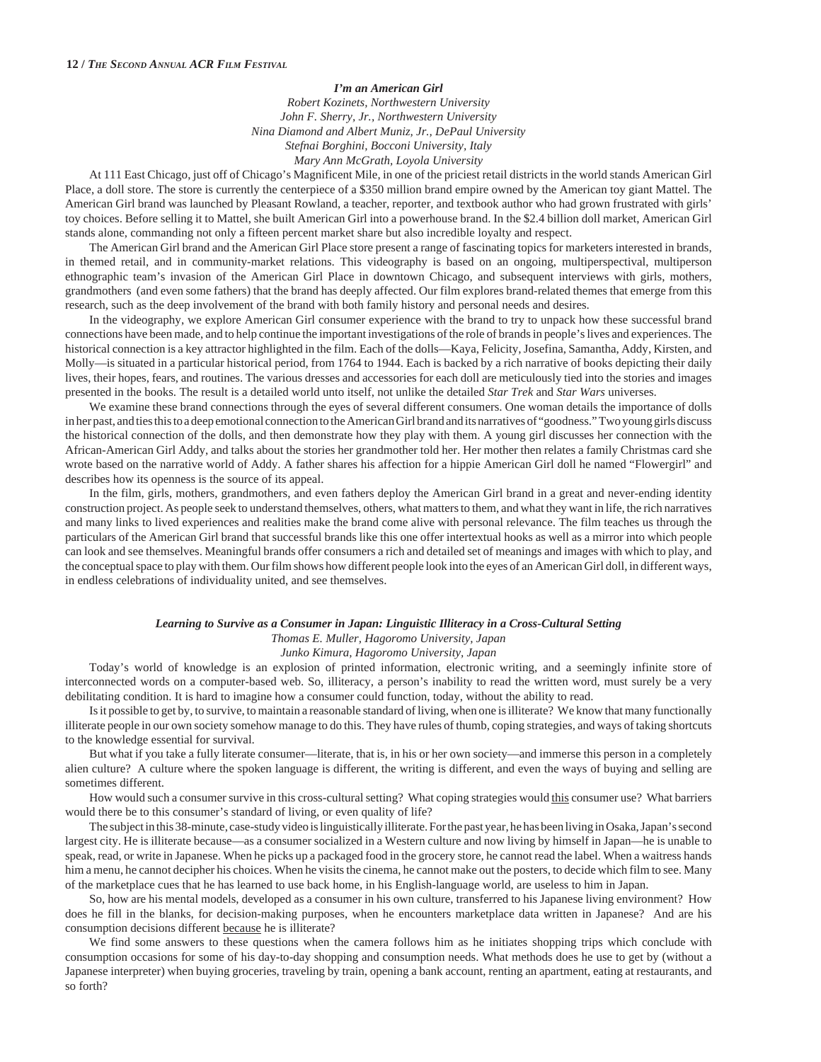### *I'm an American Girl*

*Robert Kozinets, Northwestern University*
*John F. Sherry, Jr., Northwestern University*
*Nina Diamond and Albert Muniz, Jr., DePaul University*
*Stefnai Borghini, Bocconi University, Italy*
*Mary Ann McGrath, Loyola University*

At 111 East Chicago, just off of Chicago's Magnificent Mile, in one of the priciest retail districts in the world stands American Girl Place, a doll store. The store is currently the centerpiece of a $350 million brand empire owned by the American toy giant Mattel. The American Girl brand was launched by Pleasant Rowland, a teacher, reporter, and textbook author who had grown frustrated with girls' toy choices. Before selling it to Mattel, she built American Girl into a powerhouse brand. In the $2.4 billion doll market, American Girl stands alone, commanding not only a fifteen percent market share but also incredible loyalty and respect.

The American Girl brand and the American Girl Place store present a range of fascinating topics for marketers interested in brands, in themed retail, and in community-market relations. This videography is based on an ongoing, multiperspectival, multiperson ethnographic team's invasion of the American Girl Place in downtown Chicago, and subsequent interviews with girls, mothers, grandmothers (and even some fathers) that the brand has deeply affected. Our film explores brand-related themes that emerge from this research, such as the deep involvement of the brand with both family history and personal needs and desires.

In the videography, we explore American Girl consumer experience with the brand to try to unpack how these successful brand connections have been made, and to help continue the important investigations of the role of brands in people's lives and experiences. The historical connection is a key attractor highlighted in the film. Each of the dolls—Kaya, Felicity, Josefina, Samantha, Addy, Kirsten, and Molly—is situated in a particular historical period, from 1764 to 1944. Each is backed by a rich narrative of books depicting their daily lives, their hopes, fears, and routines. The various dresses and accessories for each doll are meticulously tied into the stories and images presented in the books. The result is a detailed world unto itself, not unlike the detailed *Star Trek* and *Star Wars* universes.

We examine these brand connections through the eyes of several different consumers. One woman details the importance of dolls in her past, and ties this to a deep emotional connection to the American Girl brand and its narratives of "goodness." Two young girls discuss the historical connection of the dolls, and then demonstrate how they play with them. A young girl discusses her connection with the African-American Girl Addy, and talks about the stories her grandmother told her. Her mother then relates a family Christmas card she wrote based on the narrative world of Addy. A father shares his affection for a hippie American Girl doll he named "Flowergirl" and describes how its openness is the source of its appeal.

In the film, girls, mothers, grandmothers, and even fathers deploy the American Girl brand in a great and never-ending identity construction project. As people seek to understand themselves, others, what matters to them, and what they want in life, the rich narratives and many links to lived experiences and realities make the brand come alive with personal relevance. The film teaches us through the particulars of the American Girl brand that successful brands like this one offer intertextual hooks as well as a mirror into which people can look and see themselves. Meaningful brands offer consumers a rich and detailed set of meanings and images with which to play, and the conceptual space to play with them. Our film shows how different people look into the eyes of an American Girl doll, in different ways, in endless celebrations of individuality united, and see themselves.

### *Learning to Survive as a Consumer in Japan: Linguistic Illiteracy in a Cross-Cultural Setting*

*Thomas E. Muller, Hagoromo University, Japan*
*Junko Kimura, Hagoromo University, Japan*

Today's world of knowledge is an explosion of printed information, electronic writing, and a seemingly infinite store of interconnected words on a computer-based web. So, illiteracy, a person's inability to read the written word, must surely be a very debilitating condition. It is hard to imagine how a consumer could function, today, without the ability to read.

Is it possible to get by, to survive, to maintain a reasonable standard of living, when one is illiterate? We know that many functionally illiterate people in our own society somehow manage to do this. They have rules of thumb, coping strategies, and ways of taking shortcuts to the knowledge essential for survival.

But what if you take a fully literate consumer—literate, that is, in his or her own society—and immerse this person in a completely alien culture? A culture where the spoken language is different, the writing is different, and even the ways of buying and selling are sometimes different.

How would such a consumer survive in this cross-cultural setting? What coping strategies would <u>this</u> consumer use? What barriers would there be to this consumer's standard of living, or even quality of life?

The subject in this 38-minute, case-study video is linguistically illiterate. For the past year, he has been living in Osaka, Japan's second largest city. He is illiterate because—as a consumer socialized in a Western culture and now living by himself in Japan—he is unable to speak, read, or write in Japanese. When he picks up a packaged food in the grocery store, he cannot read the label. When a waitress hands him a menu, he cannot decipher his choices. When he visits the cinema, he cannot make out the posters, to decide which film to see. Many of the marketplace cues that he has learned to use back home, in his English-language world, are useless to him in Japan.

So, how are his mental models, developed as a consumer in his own culture, transferred to his Japanese living environment? How does he fill in the blanks, for decision-making purposes, when he encounters marketplace data written in Japanese? And are his consumption decisions different <u>because</u> he is illiterate?

We find some answers to these questions when the camera follows him as he initiates shopping trips which conclude with consumption occasions for some of his day-to-day shopping and consumption needs. What methods does he use to get by (without a Japanese interpreter) when buying groceries, traveling by train, opening a bank account, renting an apartment, eating at restaurants, and so forth?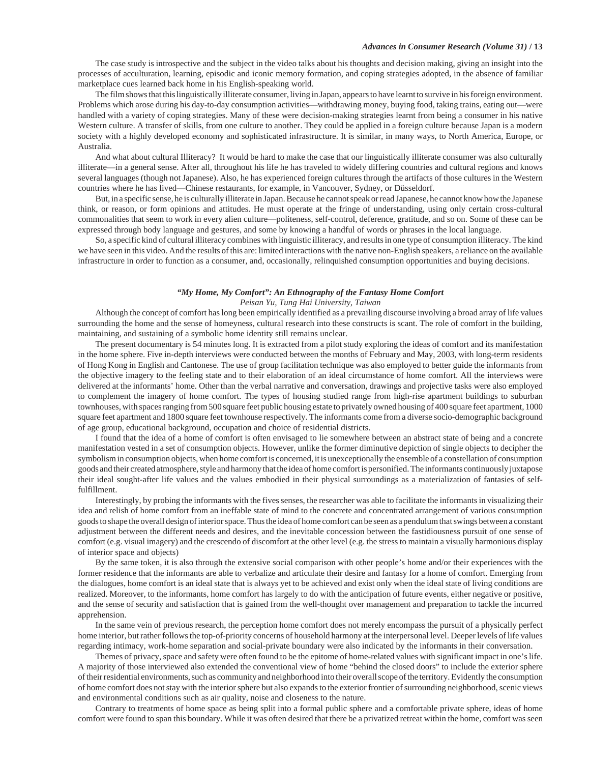The case study is introspective and the subject in the video talks about his thoughts and decision making, giving an insight into the processes of acculturation, learning, episodic and iconic memory formation, and coping strategies adopted, in the absence of familiar marketplace cues learned back home in his English-speaking world.

The film shows that this linguistically illiterate consumer, living in Japan, appears to have learnt to survive in his foreign environment. Problems which arose during his day-to-day consumption activities—withdrawing money, buying food, taking trains, eating out—were handled with a variety of coping strategies. Many of these were decision-making strategies learnt from being a consumer in his native Western culture. A transfer of skills, from one culture to another. They could be applied in a foreign culture because Japan is a modern society with a highly developed economy and sophisticated infrastructure. It is similar, in many ways, to North America, Europe, or Australia.

And what about cultural Illiteracy? It would be hard to make the case that our linguistically illiterate consumer was also culturally illiterate—in a general sense. After all, throughout his life he has traveled to widely differing countries and cultural regions and knows several languages (though not Japanese). Also, he has experienced foreign cultures through the artifacts of those cultures in the Western countries where he has lived—Chinese restaurants, for example, in Vancouver, Sydney, or Düsseldorf.

But, in a specific sense, he is culturally illiterate in Japan. Because he cannot speak or read Japanese, he cannot know how the Japanese think, or reason, or form opinions and attitudes. He must operate at the fringe of understanding, using only certain cross-cultural commonalities that seem to work in every alien culture—politeness, self-control, deference, gratitude, and so on. Some of these can be expressed through body language and gestures, and some by knowing a handful of words or phrases in the local language.

So, a specific kind of cultural illiteracy combines with linguistic illiteracy, and results in one type of consumption illiteracy. The kind we have seen in this video. And the results of this are: limited interactions with the native non-English speakers, a reliance on the available infrastructure in order to function as a consumer, and, occasionally, relinquished consumption opportunities and buying decisions.

### *"My Home, My Comfort": An Ethnography of the Fantasy Home Comfort*

*Peisan Yu, Tung Hai University, Taiwan*

Although the concept of comfort has long been empirically identified as a prevailing discourse involving a broad array of life values surrounding the home and the sense of homeyness, cultural research into these constructs is scant. The role of comfort in the building, maintaining, and sustaining of a symbolic home identity still remains unclear.

The present documentary is 54 minutes long. It is extracted from a pilot study exploring the ideas of comfort and its manifestation in the home sphere. Five in-depth interviews were conducted between the months of February and May, 2003, with long-term residents of Hong Kong in English and Cantonese. The use of group facilitation technique was also employed to better guide the informants from the objective imagery to the feeling state and to their elaboration of an ideal circumstance of home comfort. All the interviews were delivered at the informants' home. Other than the verbal narrative and conversation, drawings and projective tasks were also employed to complement the imagery of home comfort. The types of housing studied range from high-rise apartment buildings to suburban townhouses, with spaces ranging from 500 square feet public housing estate to privately owned housing of 400 square feet apartment, 1000 square feet apartment and 1800 square feet townhouse respectively. The informants come from a diverse socio-demographic background of age group, educational background, occupation and choice of residential districts.

I found that the idea of a home of comfort is often envisaged to lie somewhere between an abstract state of being and a concrete manifestation vested in a set of consumption objects. However, unlike the former diminutive depiction of single objects to decipher the symbolism in consumption objects, when home comfort is concerned, it is unexceptionally the ensemble of a constellation of consumption goods and their created atmosphere, style and harmony that the idea of home comfort is personified. The informants continuously juxtapose their ideal sought-after life values and the values embodied in their physical surroundings as a materialization of fantasies of self-fulfillment.

Interestingly, by probing the informants with the fives senses, the researcher was able to facilitate the informants in visualizing their idea and relish of home comfort from an ineffable state of mind to the concrete and concentrated arrangement of various consumption goods to shape the overall design of interior space. Thus the idea of home comfort can be seen as a pendulum that swings between a constant adjustment between the different needs and desires, and the inevitable concession between the fastidiousness pursuit of one sense of comfort (e.g. visual imagery) and the crescendo of discomfort at the other level (e.g. the stress to maintain a visually harmonious display of interior space and objects)

By the same token, it is also through the extensive social comparison with other people's home and/or their experiences with the former residence that the informants are able to verbalize and articulate their desire and fantasy for a home of comfort. Emerging from the dialogues, home comfort is an ideal state that is always yet to be achieved and exist only when the ideal state of living conditions are realized. Moreover, to the informants, home comfort has largely to do with the anticipation of future events, either negative or positive, and the sense of security and satisfaction that is gained from the well-thought over management and preparation to tackle the incurred apprehension.

In the same vein of previous research, the perception home comfort does not merely encompass the pursuit of a physically perfect home interior, but rather follows the top-of-priority concerns of household harmony at the interpersonal level. Deeper levels of life values regarding intimacy, work-home separation and social-private boundary were also indicated by the informants in their conversation.

Themes of privacy, space and safety were often found to be the epitome of home-related values with significant impact in one's life. A majority of those interviewed also extended the conventional view of home "behind the closed doors" to include the exterior sphere of their residential environments, such as community and neighborhood into their overall scope of the territory. Evidently the consumption of home comfort does not stay with the interior sphere but also expands to the exterior frontier of surrounding neighborhood, scenic views and environmental conditions such as air quality, noise and closeness to the nature.

Contrary to treatments of home space as being split into a formal public sphere and a comfortable private sphere, ideas of home comfort were found to span this boundary. While it was often desired that there be a privatized retreat within the home, comfort was seen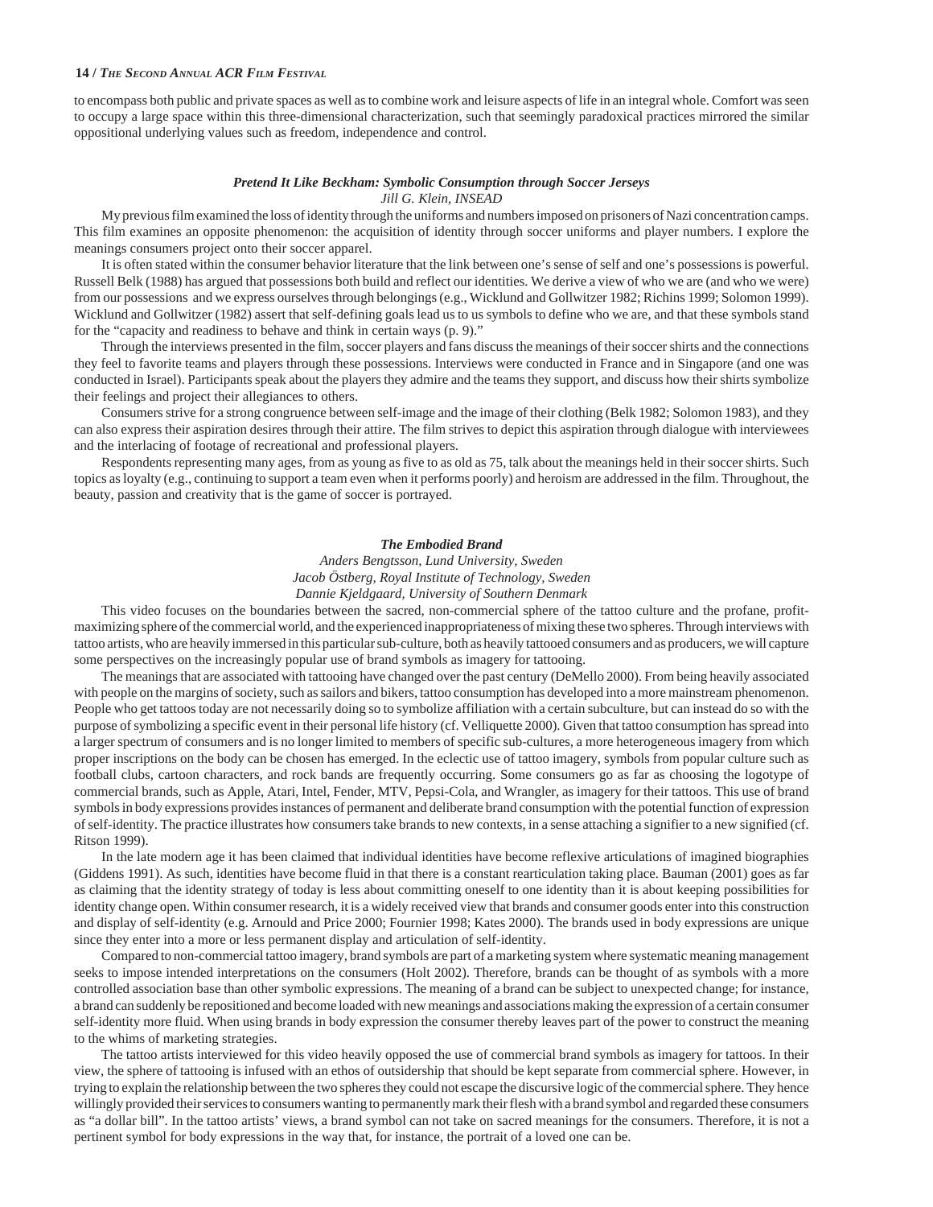to encompass both public and private spaces as well as to combine work and leisure aspects of life in an integral whole. Comfort was seen to occupy a large space within this three-dimensional characterization, such that seemingly paradoxical practices mirrored the similar oppositional underlying values such as freedom, independence and control.

### *Pretend It Like Beckham: Symbolic Consumption through Soccer Jerseys*

*Jill G. Klein, INSEAD*

My previous film examined the loss of identity through the uniforms and numbers imposed on prisoners of Nazi concentration camps. This film examines an opposite phenomenon: the acquisition of identity through soccer uniforms and player numbers. I explore the meanings consumers project onto their soccer apparel.

It is often stated within the consumer behavior literature that the link between one's sense of self and one's possessions is powerful. Russell Belk (1988) has argued that possessions both build and reflect our identities. We derive a view of who we are (and who we were) from our possessions and we express ourselves through belongings (e.g., Wicklund and Gollwitzer 1982; Richins 1999; Solomon 1999). Wicklund and Gollwitzer (1982) assert that self-defining goals lead us to us symbols to define who we are, and that these symbols stand for the "capacity and readiness to behave and think in certain ways (p. 9)."

Through the interviews presented in the film, soccer players and fans discuss the meanings of their soccer shirts and the connections they feel to favorite teams and players through these possessions. Interviews were conducted in France and in Singapore (and one was conducted in Israel). Participants speak about the players they admire and the teams they support, and discuss how their shirts symbolize their feelings and project their allegiances to others.

Consumers strive for a strong congruence between self-image and the image of their clothing (Belk 1982; Solomon 1983), and they can also express their aspiration desires through their attire. The film strives to depict this aspiration through dialogue with interviewees and the interlacing of footage of recreational and professional players.

Respondents representing many ages, from as young as five to as old as 75, talk about the meanings held in their soccer shirts. Such topics as loyalty (e.g., continuing to support a team even when it performs poorly) and heroism are addressed in the film. Throughout, the beauty, passion and creativity that is the game of soccer is portrayed.

### *The Embodied Brand*

*Anders Bengtsson, Lund University, Sweden*
*Jacob Östberg, Royal Institute of Technology, Sweden*
*Dannie Kjeldgaard, University of Southern Denmark*

This video focuses on the boundaries between the sacred, non-commercial sphere of the tattoo culture and the profane, profit-maximizing sphere of the commercial world, and the experienced inappropriateness of mixing these two spheres. Through interviews with tattoo artists, who are heavily immersed in this particular sub-culture, both as heavily tattooed consumers and as producers, we will capture some perspectives on the increasingly popular use of brand symbols as imagery for tattooing.

The meanings that are associated with tattooing have changed over the past century (DeMello 2000). From being heavily associated with people on the margins of society, such as sailors and bikers, tattoo consumption has developed into a more mainstream phenomenon. People who get tattoos today are not necessarily doing so to symbolize affiliation with a certain subculture, but can instead do so with the purpose of symbolizing a specific event in their personal life history (cf. Velliquette 2000). Given that tattoo consumption has spread into a larger spectrum of consumers and is no longer limited to members of specific sub-cultures, a more heterogeneous imagery from which proper inscriptions on the body can be chosen has emerged. In the eclectic use of tattoo imagery, symbols from popular culture such as football clubs, cartoon characters, and rock bands are frequently occurring. Some consumers go as far as choosing the logotype of commercial brands, such as Apple, Atari, Intel, Fender, MTV, Pepsi-Cola, and Wrangler, as imagery for their tattoos. This use of brand symbols in body expressions provides instances of permanent and deliberate brand consumption with the potential function of expression of self-identity. The practice illustrates how consumers take brands to new contexts, in a sense attaching a signifier to a new signified (cf. Ritson 1999).

In the late modern age it has been claimed that individual identities have become reflexive articulations of imagined biographies (Giddens 1991). As such, identities have become fluid in that there is a constant rearticulation taking place. Bauman (2001) goes as far as claiming that the identity strategy of today is less about committing oneself to one identity than it is about keeping possibilities for identity change open. Within consumer research, it is a widely received view that brands and consumer goods enter into this construction and display of self-identity (e.g. Arnould and Price 2000; Fournier 1998; Kates 2000). The brands used in body expressions are unique since they enter into a more or less permanent display and articulation of self-identity.

Compared to non-commercial tattoo imagery, brand symbols are part of a marketing system where systematic meaning management seeks to impose intended interpretations on the consumers (Holt 2002). Therefore, brands can be thought of as symbols with a more controlled association base than other symbolic expressions. The meaning of a brand can be subject to unexpected change; for instance, a brand can suddenly be repositioned and become loaded with new meanings and associations making the expression of a certain consumer self-identity more fluid. When using brands in body expression the consumer thereby leaves part of the power to construct the meaning to the whims of marketing strategies.

The tattoo artists interviewed for this video heavily opposed the use of commercial brand symbols as imagery for tattoos. In their view, the sphere of tattooing is infused with an ethos of outsidership that should be kept separate from commercial sphere. However, in trying to explain the relationship between the two spheres they could not escape the discursive logic of the commercial sphere. They hence willingly provided their services to consumers wanting to permanently mark their flesh with a brand symbol and regarded these consumers as "a dollar bill". In the tattoo artists' views, a brand symbol can not take on sacred meanings for the consumers. Therefore, it is not a pertinent symbol for body expressions in the way that, for instance, the portrait of a loved one can be.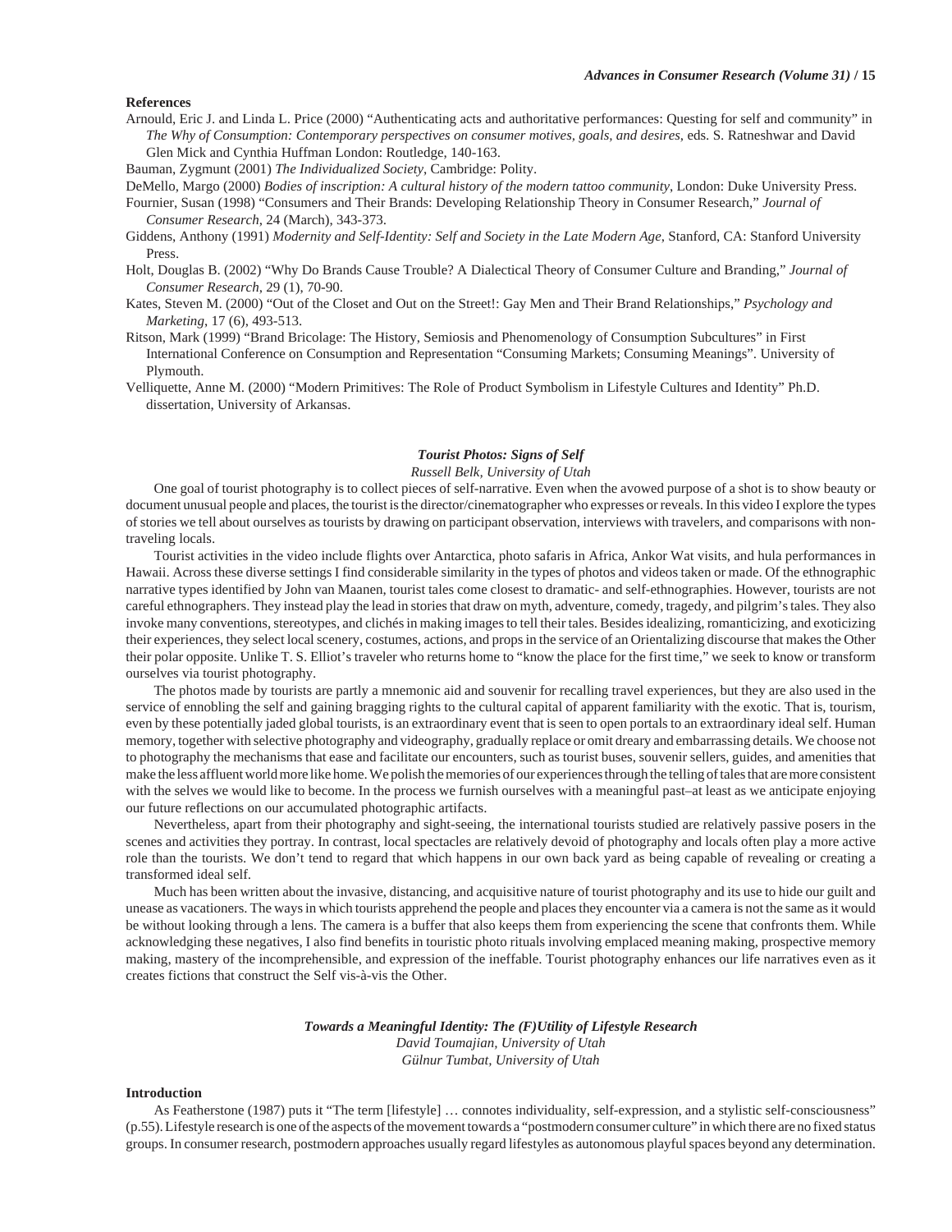### References

Arnould, Eric J. and Linda L. Price (2000) "Authenticating acts and authoritative performances: Questing for self and community" in *The Why of Consumption: Contemporary perspectives on consumer motives, goals, and desires*, eds. S. Ratneshwar and David Glen Mick and Cynthia Huffman London: Routledge, 140-163.

Bauman, Zygmunt (2001) *The Individualized Society*, Cambridge: Polity.

DeMello, Margo (2000) *Bodies of inscription: A cultural history of the modern tattoo community*, London: Duke University Press.

Fournier, Susan (1998) "Consumers and Their Brands: Developing Relationship Theory in Consumer Research," *Journal of Consumer Research*, 24 (March), 343-373.

Giddens, Anthony (1991) *Modernity and Self-Identity: Self and Society in the Late Modern Age*, Stanford, CA: Stanford University Press.

Holt, Douglas B. (2002) "Why Do Brands Cause Trouble? A Dialectical Theory of Consumer Culture and Branding," *Journal of Consumer Research*, 29 (1), 70-90.

Kates, Steven M. (2000) "Out of the Closet and Out on the Street!: Gay Men and Their Brand Relationships," *Psychology and Marketing*, 17 (6), 493-513.

Ritson, Mark (1999) "Brand Bricolage: The History, Semiosis and Phenomenology of Consumption Subcultures" in First International Conference on Consumption and Representation "Consuming Markets; Consuming Meanings". University of Plymouth.

Velliquette, Anne M. (2000) "Modern Primitives: The Role of Product Symbolism in Lifestyle Cultures and Identity" Ph.D. dissertation, University of Arkansas.

## *Tourist Photos: Signs of Self*

*Russell Belk, University of Utah*

One goal of tourist photography is to collect pieces of self-narrative. Even when the avowed purpose of a shot is to show beauty or document unusual people and places, the tourist is the director/cinematographer who expresses or reveals. In this video I explore the types of stories we tell about ourselves as tourists by drawing on participant observation, interviews with travelers, and comparisons with non-traveling locals.

Tourist activities in the video include flights over Antarctica, photo safaris in Africa, Ankor Wat visits, and hula performances in Hawaii. Across these diverse settings I find considerable similarity in the types of photos and videos taken or made. Of the ethnographic narrative types identified by John van Maanen, tourist tales come closest to dramatic- and self-ethnographies. However, tourists are not careful ethnographers. They instead play the lead in stories that draw on myth, adventure, comedy, tragedy, and pilgrim's tales. They also invoke many conventions, stereotypes, and clichés in making images to tell their tales. Besides idealizing, romanticizing, and exoticizing their experiences, they select local scenery, costumes, actions, and props in the service of an Orientalizing discourse that makes the Other their polar opposite. Unlike T. S. Elliot's traveler who returns home to "know the place for the first time," we seek to know or transform ourselves via tourist photography.

The photos made by tourists are partly a mnemonic aid and souvenir for recalling travel experiences, but they are also used in the service of ennobling the self and gaining bragging rights to the cultural capital of apparent familiarity with the exotic. That is, tourism, even by these potentially jaded global tourists, is an extraordinary event that is seen to open portals to an extraordinary ideal self. Human memory, together with selective photography and videography, gradually replace or omit dreary and embarrassing details. We choose not to photography the mechanisms that ease and facilitate our encounters, such as tourist buses, souvenir sellers, guides, and amenities that make the less affluent world more like home. We polish the memories of our experiences through the telling of tales that are more consistent with the selves we would like to become. In the process we furnish ourselves with a meaningful past–at least as we anticipate enjoying our future reflections on our accumulated photographic artifacts.

Nevertheless, apart from their photography and sight-seeing, the international tourists studied are relatively passive posers in the scenes and activities they portray. In contrast, local spectacles are relatively devoid of photography and locals often play a more active role than the tourists. We don't tend to regard that which happens in our own back yard as being capable of revealing or creating a transformed ideal self.

Much has been written about the invasive, distancing, and acquisitive nature of tourist photography and its use to hide our guilt and unease as vacationers. The ways in which tourists apprehend the people and places they encounter via a camera is not the same as it would be without looking through a lens. The camera is a buffer that also keeps them from experiencing the scene that confronts them. While acknowledging these negatives, I also find benefits in touristic photo rituals involving emplaced meaning making, prospective memory making, mastery of the incomprehensible, and expression of the ineffable. Tourist photography enhances our life narratives even as it creates fictions that construct the Self vis-à-vis the Other.

## *Towards a Meaningful Identity: The (F)Utility of Lifestyle Research*

*David Toumajian, University of Utah*
*Gülnur Tumbat, University of Utah*

### Introduction

As Featherstone (1987) puts it "The term [lifestyle] … connotes individuality, self-expression, and a stylistic self-consciousness" (p.55). Lifestyle research is one of the aspects of the movement towards a "postmodern consumer culture" in which there are no fixed status groups. In consumer research, postmodern approaches usually regard lifestyles as autonomous playful spaces beyond any determination.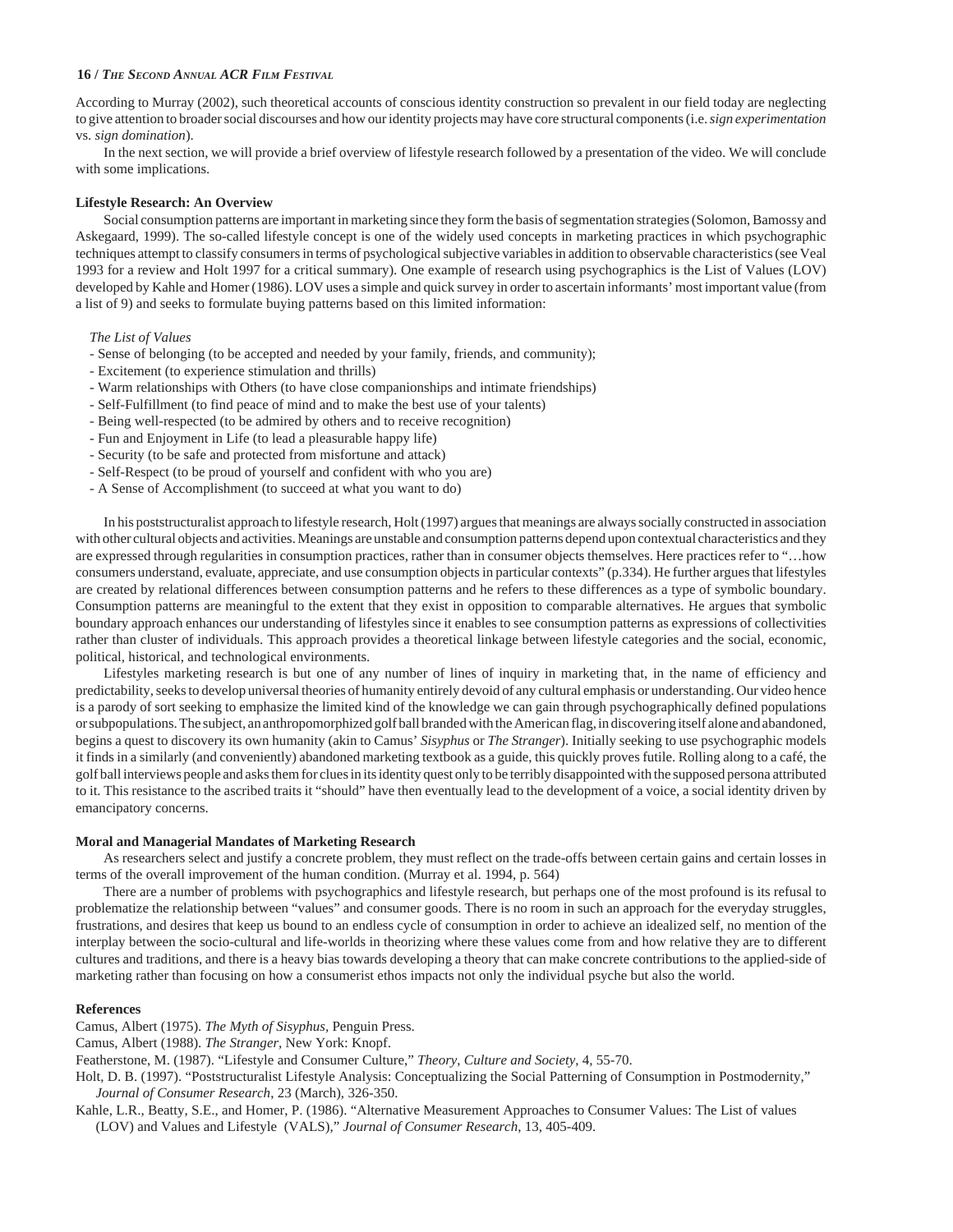According to Murray (2002), such theoretical accounts of conscious identity construction so prevalent in our field today are neglecting to give attention to broader social discourses and how our identity projects may have core structural components (i.e. *sign experimentation* vs. *sign domination*).

In the next section, we will provide a brief overview of lifestyle research followed by a presentation of the video. We will conclude with some implications.

### Lifestyle Research: An Overview

Social consumption patterns are important in marketing since they form the basis of segmentation strategies (Solomon, Bamossy and Askegaard, 1999). The so-called lifestyle concept is one of the widely used concepts in marketing practices in which psychographic techniques attempt to classify consumers in terms of psychological subjective variables in addition to observable characteristics (see Veal 1993 for a review and Holt 1997 for a critical summary). One example of research using psychographics is the List of Values (LOV) developed by Kahle and Homer (1986). LOV uses a simple and quick survey in order to ascertain informants' most important value (from a list of 9) and seeks to formulate buying patterns based on this limited information:

*The List of Values*

- Sense of belonging (to be accepted and needed by your family, friends, and community);
- Excitement (to experience stimulation and thrills)
- Warm relationships with Others (to have close companionships and intimate friendships)
- Self-Fulfillment (to find peace of mind and to make the best use of your talents)
- Being well-respected (to be admired by others and to receive recognition)
- Fun and Enjoyment in Life (to lead a pleasurable happy life)
- Security (to be safe and protected from misfortune and attack)
- Self-Respect (to be proud of yourself and confident with who you are)
- A Sense of Accomplishment (to succeed at what you want to do)

In his poststructuralist approach to lifestyle research, Holt (1997) argues that meanings are always socially constructed in association with other cultural objects and activities. Meanings are unstable and consumption patterns depend upon contextual characteristics and they are expressed through regularities in consumption practices, rather than in consumer objects themselves. Here practices refer to "…how consumers understand, evaluate, appreciate, and use consumption objects in particular contexts" (p.334). He further argues that lifestyles are created by relational differences between consumption patterns and he refers to these differences as a type of symbolic boundary. Consumption patterns are meaningful to the extent that they exist in opposition to comparable alternatives. He argues that symbolic boundary approach enhances our understanding of lifestyles since it enables to see consumption patterns as expressions of collectivities rather than cluster of individuals. This approach provides a theoretical linkage between lifestyle categories and the social, economic, political, historical, and technological environments.

Lifestyles marketing research is but one of any number of lines of inquiry in marketing that, in the name of efficiency and predictability, seeks to develop universal theories of humanity entirely devoid of any cultural emphasis or understanding. Our video hence is a parody of sort seeking to emphasize the limited kind of the knowledge we can gain through psychographically defined populations or subpopulations. The subject, an anthropomorphized golf ball branded with the American flag, in discovering itself alone and abandoned, begins a quest to discovery its own humanity (akin to Camus' *Sisyphus* or *The Stranger*). Initially seeking to use psychographic models it finds in a similarly (and conveniently) abandoned marketing textbook as a guide, this quickly proves futile. Rolling along to a café, the golf ball interviews people and asks them for clues in its identity quest only to be terribly disappointed with the supposed persona attributed to it. This resistance to the ascribed traits it "should" have then eventually lead to the development of a voice, a social identity driven by emancipatory concerns.

### Moral and Managerial Mandates of Marketing Research

As researchers select and justify a concrete problem, they must reflect on the trade-offs between certain gains and certain losses in terms of the overall improvement of the human condition. (Murray et al. 1994, p. 564)

There are a number of problems with psychographics and lifestyle research, but perhaps one of the most profound is its refusal to problematize the relationship between "values" and consumer goods. There is no room in such an approach for the everyday struggles, frustrations, and desires that keep us bound to an endless cycle of consumption in order to achieve an idealized self, no mention of the interplay between the socio-cultural and life-worlds in theorizing where these values come from and how relative they are to different cultures and traditions, and there is a heavy bias towards developing a theory that can make concrete contributions to the applied-side of marketing rather than focusing on how a consumerist ethos impacts not only the individual psyche but also the world.

### References

Camus, Albert (1975). *The Myth of Sisyphus*, Penguin Press.

Camus, Albert (1988). *The Stranger*, New York: Knopf.

Featherstone, M. (1987). "Lifestyle and Consumer Culture," *Theory, Culture and Society*, 4, 55-70.

Holt, D. B. (1997). "Poststructuralist Lifestyle Analysis: Conceptualizing the Social Patterning of Consumption in Postmodernity," *Journal of Consumer Research*, 23 (March), 326-350.

Kahle, L.R., Beatty, S.E., and Homer, P. (1986). "Alternative Measurement Approaches to Consumer Values: The List of values (LOV) and Values and Lifestyle (VALS)," *Journal of Consumer Research*, 13, 405-409.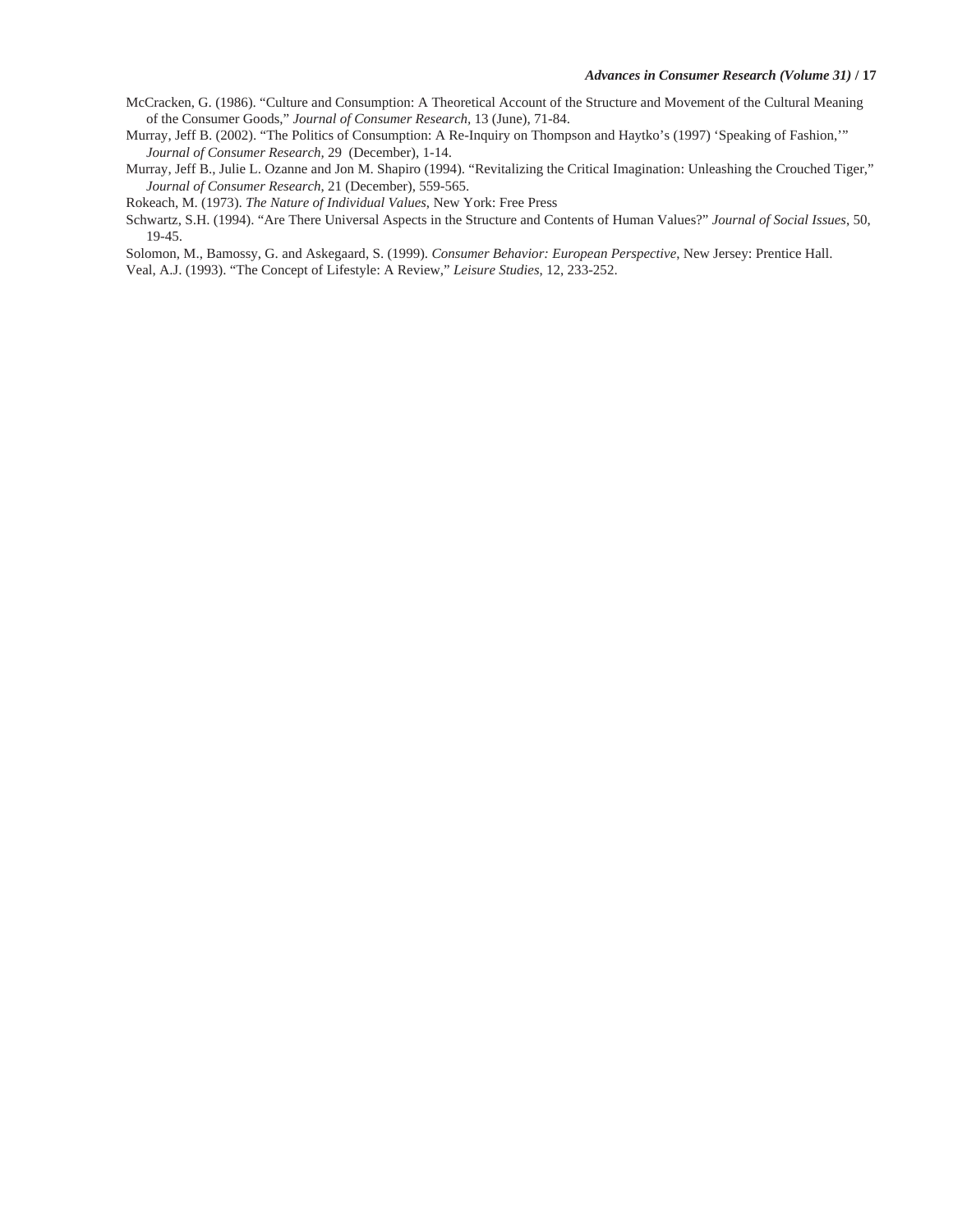McCracken, G. (1986). "Culture and Consumption: A Theoretical Account of the Structure and Movement of the Cultural Meaning of the Consumer Goods," *Journal of Consumer Research*, 13 (June), 71-84.

Murray, Jeff B. (2002). "The Politics of Consumption: A Re-Inquiry on Thompson and Haytko's (1997) 'Speaking of Fashion,'" *Journal of Consumer Research*, 29 (December), 1-14.

Murray, Jeff B., Julie L. Ozanne and Jon M. Shapiro (1994). "Revitalizing the Critical Imagination: Unleashing the Crouched Tiger," *Journal of Consumer Research*, 21 (December), 559-565.

Rokeach, M. (1973). *The Nature of Individual Values*, New York: Free Press

Schwartz, S.H. (1994). "Are There Universal Aspects in the Structure and Contents of Human Values?" *Journal of Social Issues*, 50, 19-45.

Solomon, M., Bamossy, G. and Askegaard, S. (1999). *Consumer Behavior: European Perspective*, New Jersey: Prentice Hall.

Veal, A.J. (1993). "The Concept of Lifestyle: A Review," *Leisure Studies*, 12, 233-252.